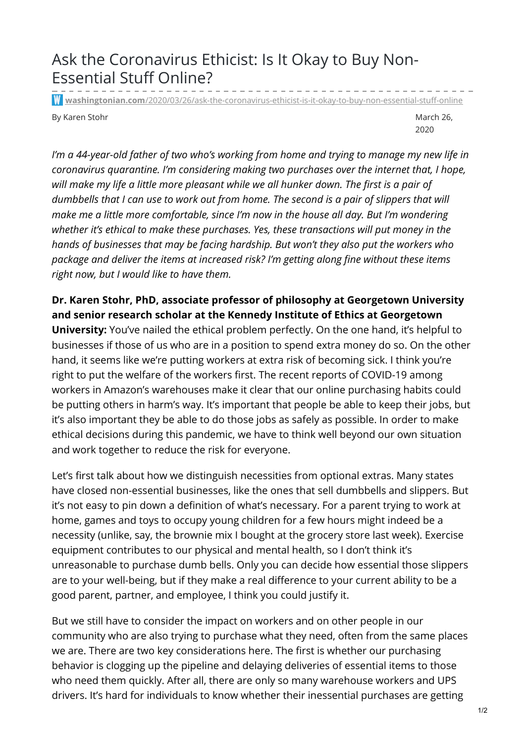# Ask the Coronavirus Ethicist: Is It Okay to Buy Non-Essential Stuff Online?

washingtonian.com/2020/03/26/ask-the-coronavirus-ethicist-is-it-okay-to-buy-non-essential-stuff-online

By Karen Stohr

March 26, 2020

*I'm a 44-year-old father of two who's working from home and trying to manage my new life in coronavirus quarantine. I'm considering making two purchases over the internet that, I hope, will make my life a little more pleasant while we all hunker down. The first is a pair of dumbbells that I can use to work out from home. The second is a pair of slippers that will make me a little more comfortable, since I'm now in the house all day. But I'm wondering whether it's ethical to make these purchases. Yes, these transactions will put money in the hands of businesses that may be facing hardship. But won't they also put the workers who package and deliver the items at increased risk? I'm getting along fine without these items right now, but I would like to have them.*

**Dr. Karen Stohr, PhD, associate professor of philosophy at Georgetown University and senior research scholar at the Kennedy Institute of Ethics at Georgetown University:** You've nailed the ethical problem perfectly. On the one hand, it's helpful to businesses if those of us who are in a position to spend extra money do so. On the other hand, it seems like we're putting workers at extra risk of becoming sick. I think you're right to put the welfare of the workers first. The recent reports of COVID-19 among workers in Amazon's warehouses make it clear that our online purchasing habits could be putting others in harm's way. It's important that people be able to keep their jobs, but it's also important they be able to do those jobs as safely as possible. In order to make ethical decisions during this pandemic, we have to think well beyond our own situation and work together to reduce the risk for everyone.

Let's first talk about how we distinguish necessities from optional extras. Many states have closed non-essential businesses, like the ones that sell dumbbells and slippers. But it's not easy to pin down a definition of what's necessary. For a parent trying to work at home, games and toys to occupy young children for a few hours might indeed be a necessity (unlike, say, the brownie mix I bought at the grocery store last week). Exercise equipment contributes to our physical and mental health, so I don't think it's unreasonable to purchase dumb bells. Only you can decide how essential those slippers are to your well-being, but if they make a real difference to your current ability to be a good parent, partner, and employee, I think you could justify it.

But we still have to consider the impact on workers and on other people in our community who are also trying to purchase what they need, often from the same places we are. There are two key considerations here. The first is whether our purchasing behavior is clogging up the pipeline and delaying deliveries of essential items to those who need them quickly. After all, there are only so many warehouse workers and UPS drivers. It's hard for individuals to know whether their inessential purchases are getting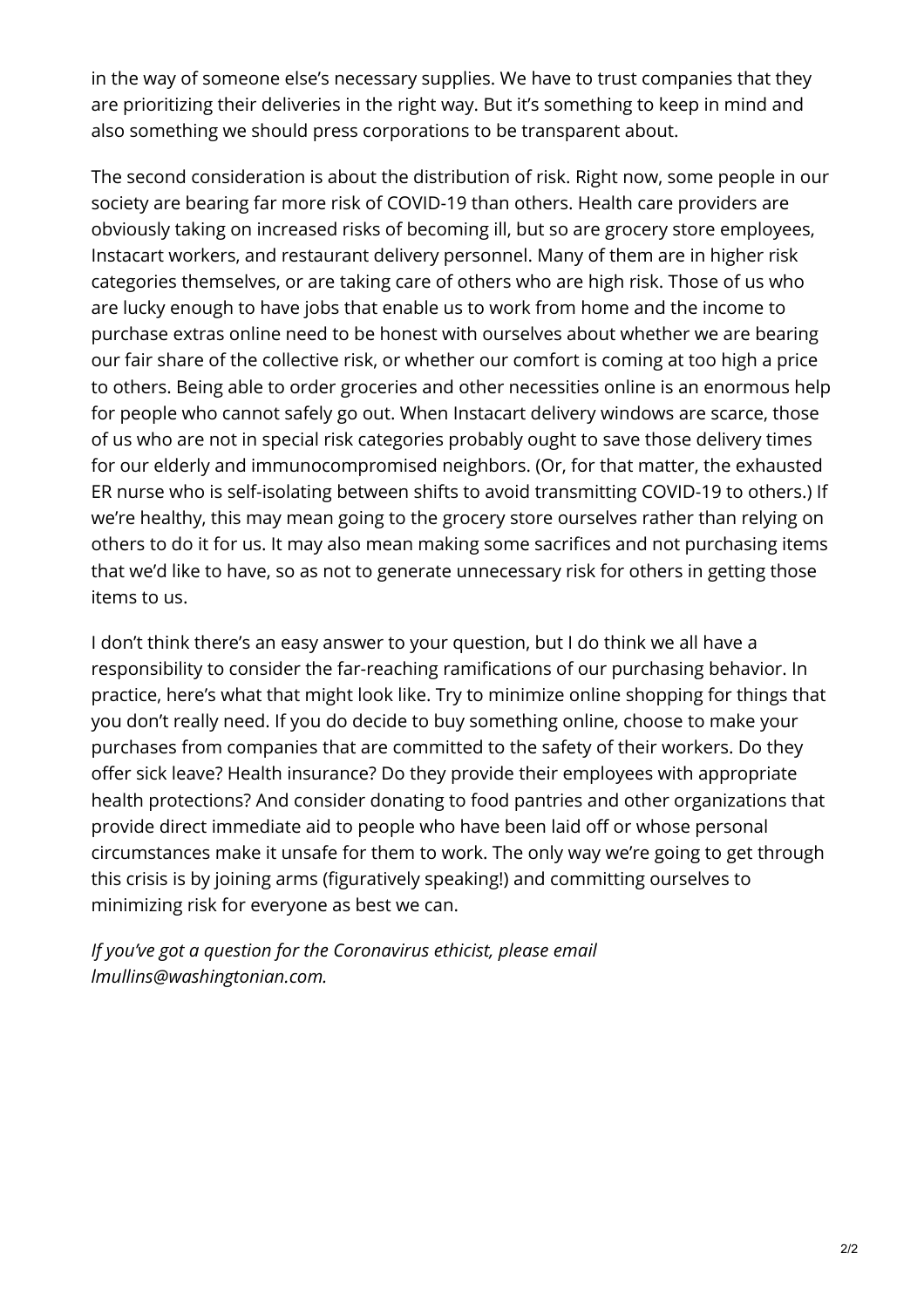in the way of someone else's necessary supplies. We have to trust companies that they are prioritizing their deliveries in the right way. But it's something to keep in mind and also something we should press corporations to be transparent about.

The second consideration is about the distribution of risk. Right now, some people in our society are bearing far more risk of COVID-19 than others. Health care providers are obviously taking on increased risks of becoming ill, but so are grocery store employees, Instacart workers, and restaurant delivery personnel. Many of them are in higher risk categories themselves, or are taking care of others who are high risk. Those of us who are lucky enough to have jobs that enable us to work from home and the income to purchase extras online need to be honest with ourselves about whether we are bearing our fair share of the collective risk, or whether our comfort is coming at too high a price to others. Being able to order groceries and other necessities online is an enormous help for people who cannot safely go out. When Instacart delivery windows are scarce, those of us who are not in special risk categories probably ought to save those delivery times for our elderly and immunocompromised neighbors. (Or, for that matter, the exhausted ER nurse who is self-isolating between shifts to avoid transmitting COVID-19 to others.) If we're healthy, this may mean going to the grocery store ourselves rather than relying on others to do it for us. It may also mean making some sacrifices and not purchasing items that we'd like to have, so as not to generate unnecessary risk for others in getting those items to us.

I don't think there's an easy answer to your question, but I do think we all have a responsibility to consider the far-reaching ramifications of our purchasing behavior. In practice, here's what that might look like. Try to minimize online shopping for things that you don't really need. If you do decide to buy something online, choose to make your purchases from companies that are committed to the safety of their workers. Do they offer sick leave? Health insurance? Do they provide their employees with appropriate health protections? And consider donating to food pantries and other organizations that provide direct immediate aid to people who have been laid off or whose personal circumstances make it unsafe for them to work. The only way we're going to get through this crisis is by joining arms (figuratively speaking!) and committing ourselves to minimizing risk for everyone as best we can.

*If you've got a question for the Coronavirus ethicist, please email lmullins@washingtonian.com.*